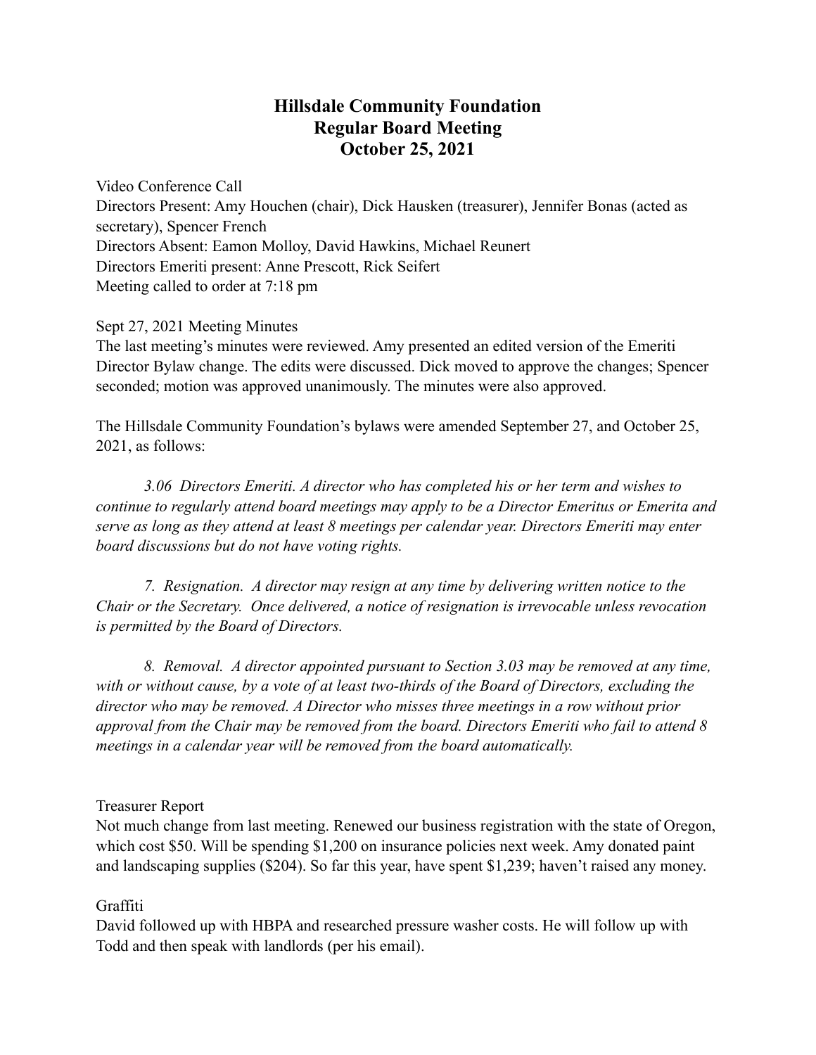# Hillsdale Community Foundation
# Regular Board Meeting
# October 25, 2021

Video Conference Call
Directors Present: Amy Houchen (chair), Dick Hausken (treasurer), Jennifer Bonas (acted as secretary), Spencer French
Directors Absent: Eamon Molloy, David Hawkins, Michael Reunert
Directors Emeriti present: Anne Prescott, Rick Seifert
Meeting called to order at 7:18 pm

Sept 27, 2021 Meeting Minutes
The last meeting's minutes were reviewed. Amy presented an edited version of the Emeriti Director Bylaw change. The edits were discussed. Dick moved to approve the changes; Spencer seconded; motion was approved unanimously. The minutes were also approved.

The Hillsdale Community Foundation's bylaws were amended September 27, and October 25, 2021, as follows:

*3.06 Directors Emeriti. A director who has completed his or her term and wishes to continue to regularly attend board meetings may apply to be a Director Emeritus or Emerita and serve as long as they attend at least 8 meetings per calendar year. Directors Emeriti may enter board discussions but do not have voting rights.*

*7. Resignation. A director may resign at any time by delivering written notice to the Chair or the Secretary. Once delivered, a notice of resignation is irrevocable unless revocation is permitted by the Board of Directors.*

*8. Removal. A director appointed pursuant to Section 3.03 may be removed at any time, with or without cause, by a vote of at least two-thirds of the Board of Directors, excluding the director who may be removed. A Director who misses three meetings in a row without prior approval from the Chair may be removed from the board. Directors Emeriti who fail to attend 8 meetings in a calendar year will be removed from the board automatically.*

Treasurer Report
Not much change from last meeting. Renewed our business registration with the state of Oregon, which cost $50. Will be spending $1,200 on insurance policies next week. Amy donated paint and landscaping supplies ($204). So far this year, have spent $1,239; haven't raised any money.

Graffiti
David followed up with HBPA and researched pressure washer costs. He will follow up with Todd and then speak with landlords (per his email).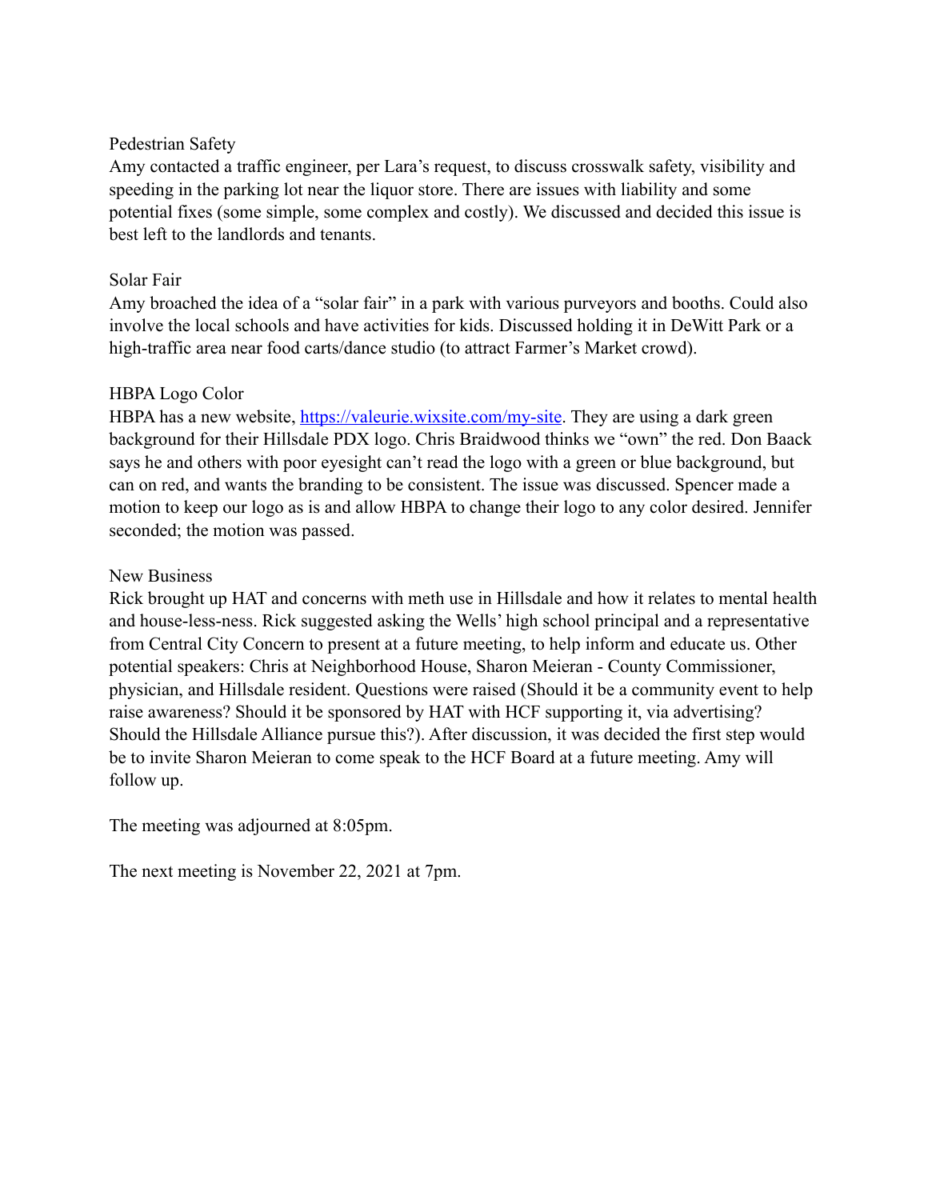### Pedestrian Safety

Amy contacted a traffic engineer, per Lara's request, to discuss crosswalk safety, visibility and speeding in the parking lot near the liquor store. There are issues with liability and some potential fixes (some simple, some complex and costly). We discussed and decided this issue is best left to the landlords and tenants.

### Solar Fair

Amy broached the idea of a "solar fair" in a park with various purveyors and booths. Could also involve the local schools and have activities for kids. Discussed holding it in DeWitt Park or a high-traffic area near food carts/dance studio (to attract Farmer's Market crowd).

### HBPA Logo Color

HBPA has a new website, [https://valeurie.wixsite.com/my-site](https://valeurie.wixsite.com/my-site). They are using a dark green background for their Hillsdale PDX logo. Chris Braidwood thinks we "own" the red. Don Baack says he and others with poor eyesight can't read the logo with a green or blue background, but can on red, and wants the branding to be consistent. The issue was discussed. Spencer made a motion to keep our logo as is and allow HBPA to change their logo to any color desired. Jennifer seconded; the motion was passed.

### New Business

Rick brought up HAT and concerns with meth use in Hillsdale and how it relates to mental health and house-less-ness. Rick suggested asking the Wells' high school principal and a representative from Central City Concern to present at a future meeting, to help inform and educate us. Other potential speakers: Chris at Neighborhood House, Sharon Meieran - County Commissioner, physician, and Hillsdale resident. Questions were raised (Should it be a community event to help raise awareness? Should it be sponsored by HAT with HCF supporting it, via advertising? Should the Hillsdale Alliance pursue this?). After discussion, it was decided the first step would be to invite Sharon Meieran to come speak to the HCF Board at a future meeting. Amy will follow up.

The meeting was adjourned at 8:05pm.

The next meeting is November 22, 2021 at 7pm.